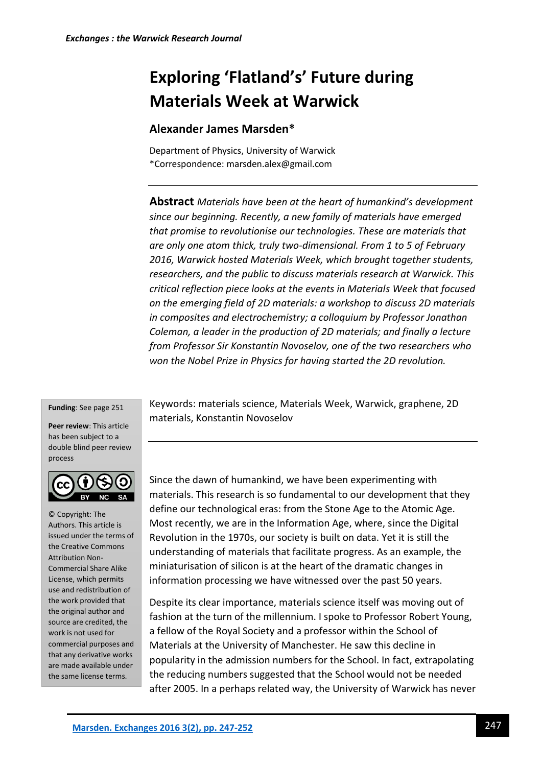# Exploring 'Flatland's' Future during Materials Week at Warwick

## Alexander James Marsden*

Department of Physics, University of Warwick
*Correspondence: marsden.alex@gmail.com

**Abstract** *Materials have been at the heart of humankind's development since our beginning. Recently, a new family of materials have emerged that promise to revolutionise our technologies. These are materials that are only one atom thick, truly two-dimensional. From 1 to 5 of February 2016, Warwick hosted Materials Week, which brought together students, researchers, and the public to discuss materials research at Warwick. This critical reflection piece looks at the events in Materials Week that focused on the emerging field of 2D materials: a workshop to discuss 2D materials in composites and electrochemistry; a colloquium by Professor Jonathan Coleman, a leader in the production of 2D materials; and finally a lecture from Professor Sir Konstantin Novoselov, one of the two researchers who won the Nobel Prize in Physics for having started the 2D revolution.*

Keywords: materials science, Materials Week, Warwick, graphene, 2D materials, Konstantin Novoselov

**Funding**: See page 251

**Peer review**: This article has been subject to a double blind peer review process

© Copyright: The Authors. This article is issued under the terms of the Creative Commons Attribution Non-Commercial Share Alike License, which permits use and redistribution of the work provided that the original author and source are credited, the work is not used for commercial purposes and that any derivative works are made available under the same license terms.

Since the dawn of humankind, we have been experimenting with materials. This research is so fundamental to our development that they define our technological eras: from the Stone Age to the Atomic Age. Most recently, we are in the Information Age, where, since the Digital Revolution in the 1970s, our society is built on data. Yet it is still the understanding of materials that facilitate progress. As an example, the miniaturisation of silicon is at the heart of the dramatic changes in information processing we have witnessed over the past 50 years.

Despite its clear importance, materials science itself was moving out of fashion at the turn of the millennium. I spoke to Professor Robert Young, a fellow of the Royal Society and a professor within the School of Materials at the University of Manchester. He saw this decline in popularity in the admission numbers for the School. In fact, extrapolating the reducing numbers suggested that the School would not be needed after 2005. In a perhaps related way, the University of Warwick has never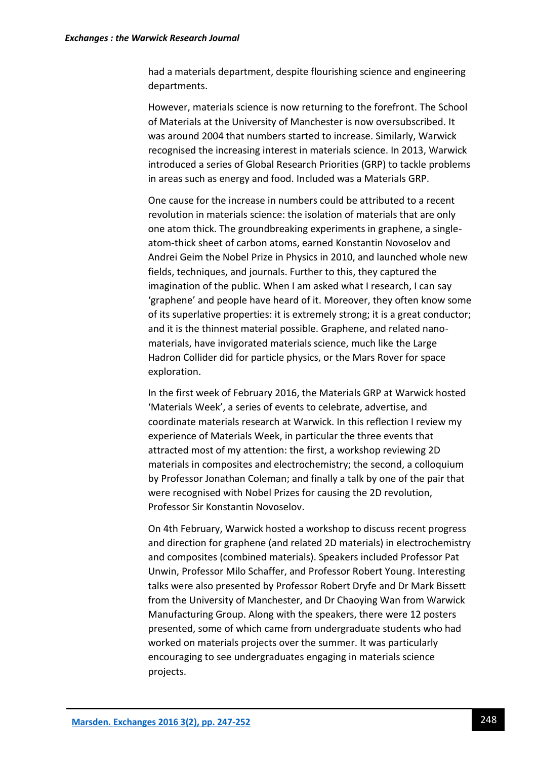had a materials department, despite flourishing science and engineering departments.

However, materials science is now returning to the forefront. The School of Materials at the University of Manchester is now oversubscribed. It was around 2004 that numbers started to increase. Similarly, Warwick recognised the increasing interest in materials science. In 2013, Warwick introduced a series of Global Research Priorities (GRP) to tackle problems in areas such as energy and food. Included was a Materials GRP.

One cause for the increase in numbers could be attributed to a recent revolution in materials science: the isolation of materials that are only one atom thick. The groundbreaking experiments in graphene, a single-atom-thick sheet of carbon atoms, earned Konstantin Novoselov and Andrei Geim the Nobel Prize in Physics in 2010, and launched whole new fields, techniques, and journals. Further to this, they captured the imagination of the public. When I am asked what I research, I can say 'graphene' and people have heard of it. Moreover, they often know some of its superlative properties: it is extremely strong; it is a great conductor; and it is the thinnest material possible. Graphene, and related nano-materials, have invigorated materials science, much like the Large Hadron Collider did for particle physics, or the Mars Rover for space exploration.

In the first week of February 2016, the Materials GRP at Warwick hosted 'Materials Week', a series of events to celebrate, advertise, and coordinate materials research at Warwick. In this reflection I review my experience of Materials Week, in particular the three events that attracted most of my attention: the first, a workshop reviewing 2D materials in composites and electrochemistry; the second, a colloquium by Professor Jonathan Coleman; and finally a talk by one of the pair that were recognised with Nobel Prizes for causing the 2D revolution, Professor Sir Konstantin Novoselov.

On 4th February, Warwick hosted a workshop to discuss recent progress and direction for graphene (and related 2D materials) in electrochemistry and composites (combined materials). Speakers included Professor Pat Unwin, Professor Milo Schaffer, and Professor Robert Young. Interesting talks were also presented by Professor Robert Dryfe and Dr Mark Bissett from the University of Manchester, and Dr Chaoying Wan from Warwick Manufacturing Group. Along with the speakers, there were 12 posters presented, some of which came from undergraduate students who had worked on materials projects over the summer. It was particularly encouraging to see undergraduates engaging in materials science projects.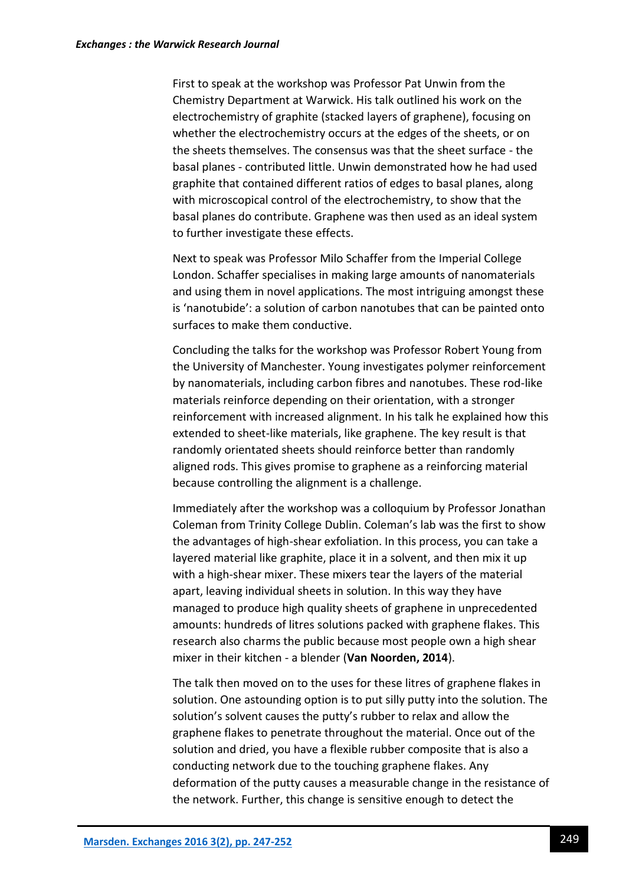First to speak at the workshop was Professor Pat Unwin from the Chemistry Department at Warwick. His talk outlined his work on the electrochemistry of graphite (stacked layers of graphene), focusing on whether the electrochemistry occurs at the edges of the sheets, or on the sheets themselves. The consensus was that the sheet surface - the basal planes - contributed little. Unwin demonstrated how he had used graphite that contained different ratios of edges to basal planes, along with microscopical control of the electrochemistry, to show that the basal planes do contribute. Graphene was then used as an ideal system to further investigate these effects.

Next to speak was Professor Milo Schaffer from the Imperial College London. Schaffer specialises in making large amounts of nanomaterials and using them in novel applications. The most intriguing amongst these is 'nanotubide': a solution of carbon nanotubes that can be painted onto surfaces to make them conductive.

Concluding the talks for the workshop was Professor Robert Young from the University of Manchester. Young investigates polymer reinforcement by nanomaterials, including carbon fibres and nanotubes. These rod-like materials reinforce depending on their orientation, with a stronger reinforcement with increased alignment. In his talk he explained how this extended to sheet-like materials, like graphene. The key result is that randomly orientated sheets should reinforce better than randomly aligned rods. This gives promise to graphene as a reinforcing material because controlling the alignment is a challenge.

Immediately after the workshop was a colloquium by Professor Jonathan Coleman from Trinity College Dublin. Coleman's lab was the first to show the advantages of high-shear exfoliation. In this process, you can take a layered material like graphite, place it in a solvent, and then mix it up with a high-shear mixer. These mixers tear the layers of the material apart, leaving individual sheets in solution. In this way they have managed to produce high quality sheets of graphene in unprecedented amounts: hundreds of litres solutions packed with graphene flakes. This research also charms the public because most people own a high shear mixer in their kitchen - a blender (**Van Noorden, 2014**).

The talk then moved on to the uses for these litres of graphene flakes in solution. One astounding option is to put silly putty into the solution. The solution's solvent causes the putty's rubber to relax and allow the graphene flakes to penetrate throughout the material. Once out of the solution and dried, you have a flexible rubber composite that is also a conducting network due to the touching graphene flakes. Any deformation of the putty causes a measurable change in the resistance of the network. Further, this change is sensitive enough to detect the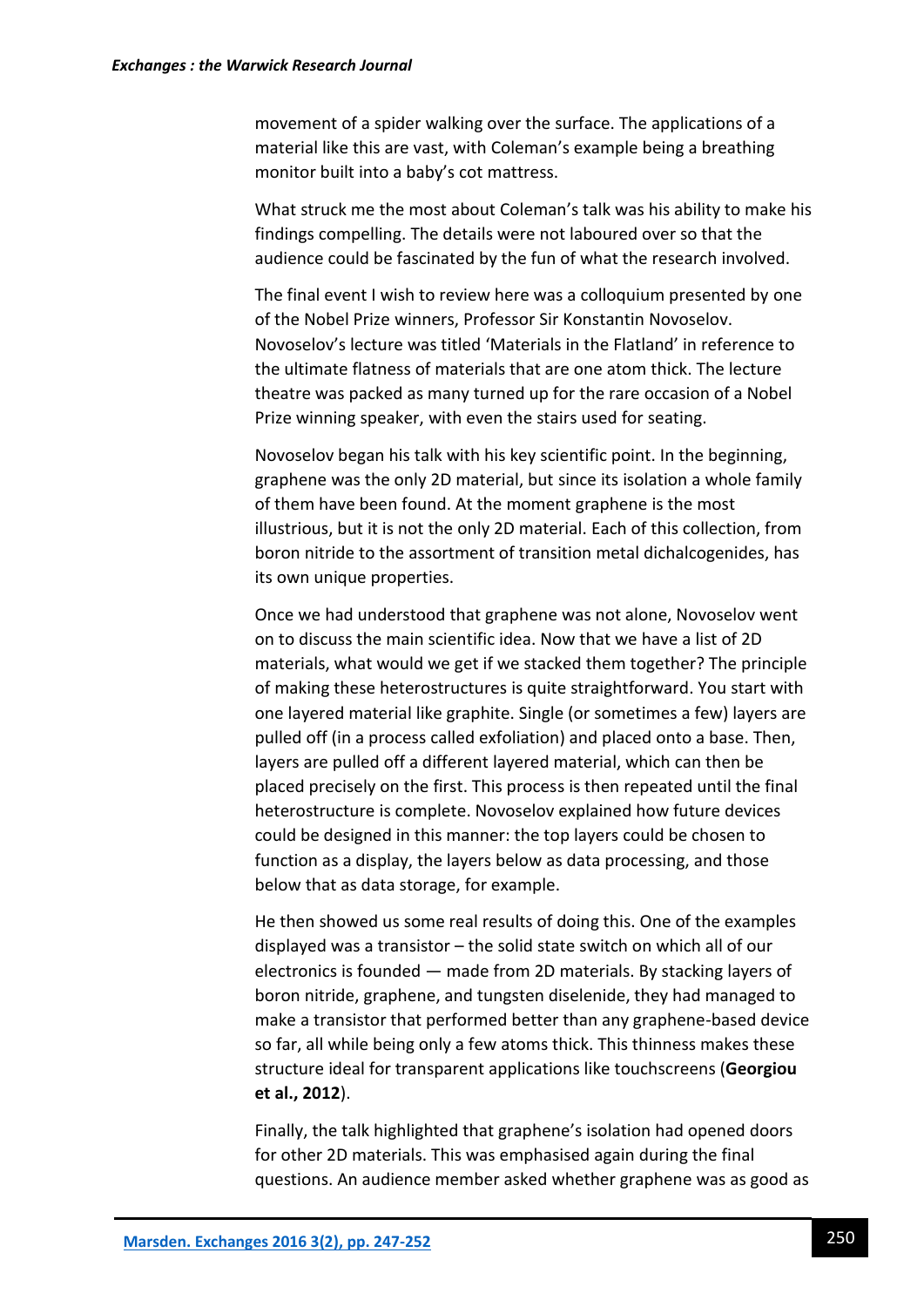movement of a spider walking over the surface. The applications of a material like this are vast, with Coleman's example being a breathing monitor built into a baby's cot mattress.

What struck me the most about Coleman's talk was his ability to make his findings compelling. The details were not laboured over so that the audience could be fascinated by the fun of what the research involved.

The final event I wish to review here was a colloquium presented by one of the Nobel Prize winners, Professor Sir Konstantin Novoselov. Novoselov's lecture was titled 'Materials in the Flatland' in reference to the ultimate flatness of materials that are one atom thick. The lecture theatre was packed as many turned up for the rare occasion of a Nobel Prize winning speaker, with even the stairs used for seating.

Novoselov began his talk with his key scientific point. In the beginning, graphene was the only 2D material, but since its isolation a whole family of them have been found. At the moment graphene is the most illustrious, but it is not the only 2D material. Each of this collection, from boron nitride to the assortment of transition metal dichalcogenides, has its own unique properties.

Once we had understood that graphene was not alone, Novoselov went on to discuss the main scientific idea. Now that we have a list of 2D materials, what would we get if we stacked them together? The principle of making these heterostructures is quite straightforward. You start with one layered material like graphite. Single (or sometimes a few) layers are pulled off (in a process called exfoliation) and placed onto a base. Then, layers are pulled off a different layered material, which can then be placed precisely on the first. This process is then repeated until the final heterostructure is complete. Novoselov explained how future devices could be designed in this manner: the top layers could be chosen to function as a display, the layers below as data processing, and those below that as data storage, for example.

He then showed us some real results of doing this. One of the examples displayed was a transistor – the solid state switch on which all of our electronics is founded — made from 2D materials. By stacking layers of boron nitride, graphene, and tungsten diselenide, they had managed to make a transistor that performed better than any graphene-based device so far, all while being only a few atoms thick. This thinness makes these structure ideal for transparent applications like touchscreens (**Georgiou et al., 2012**).

Finally, the talk highlighted that graphene's isolation had opened doors for other 2D materials. This was emphasised again during the final questions. An audience member asked whether graphene was as good as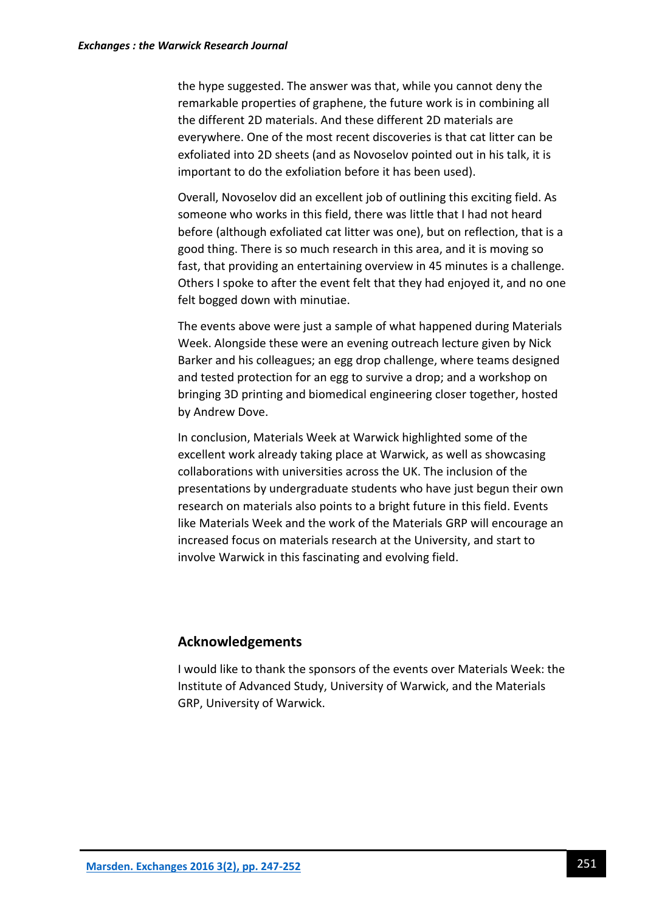the hype suggested. The answer was that, while you cannot deny the remarkable properties of graphene, the future work is in combining all the different 2D materials. And these different 2D materials are everywhere. One of the most recent discoveries is that cat litter can be exfoliated into 2D sheets (and as Novoselov pointed out in his talk, it is important to do the exfoliation before it has been used).

Overall, Novoselov did an excellent job of outlining this exciting field. As someone who works in this field, there was little that I had not heard before (although exfoliated cat litter was one), but on reflection, that is a good thing. There is so much research in this area, and it is moving so fast, that providing an entertaining overview in 45 minutes is a challenge. Others I spoke to after the event felt that they had enjoyed it, and no one felt bogged down with minutiae.

The events above were just a sample of what happened during Materials Week. Alongside these were an evening outreach lecture given by Nick Barker and his colleagues; an egg drop challenge, where teams designed and tested protection for an egg to survive a drop; and a workshop on bringing 3D printing and biomedical engineering closer together, hosted by Andrew Dove.

In conclusion, Materials Week at Warwick highlighted some of the excellent work already taking place at Warwick, as well as showcasing collaborations with universities across the UK. The inclusion of the presentations by undergraduate students who have just begun their own research on materials also points to a bright future in this field. Events like Materials Week and the work of the Materials GRP will encourage an increased focus on materials research at the University, and start to involve Warwick in this fascinating and evolving field.

## Acknowledgements

I would like to thank the sponsors of the events over Materials Week: the Institute of Advanced Study, University of Warwick, and the Materials GRP, University of Warwick.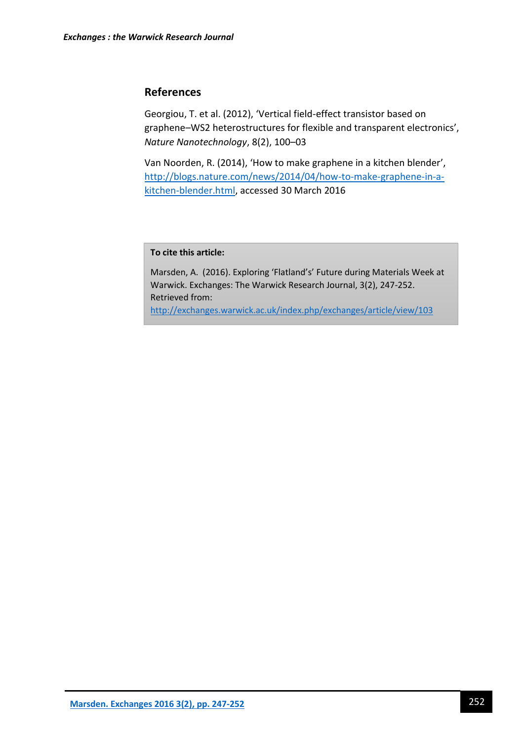## References

Georgiou, T. et al. (2012), 'Vertical field-effect transistor based on graphene–WS2 heterostructures for flexible and transparent electronics', *Nature Nanotechnology*, 8(2), 100–03

Van Noorden, R. (2014), 'How to make graphene in a kitchen blender', http://blogs.nature.com/news/2014/04/how-to-make-graphene-in-a-kitchen-blender.html, accessed 30 March 2016

**To cite this article:**

Marsden, A. (2016). Exploring 'Flatland's' Future during Materials Week at Warwick. Exchanges: The Warwick Research Journal, 3(2), 247-252. Retrieved from: http://exchanges.warwick.ac.uk/index.php/exchanges/article/view/103